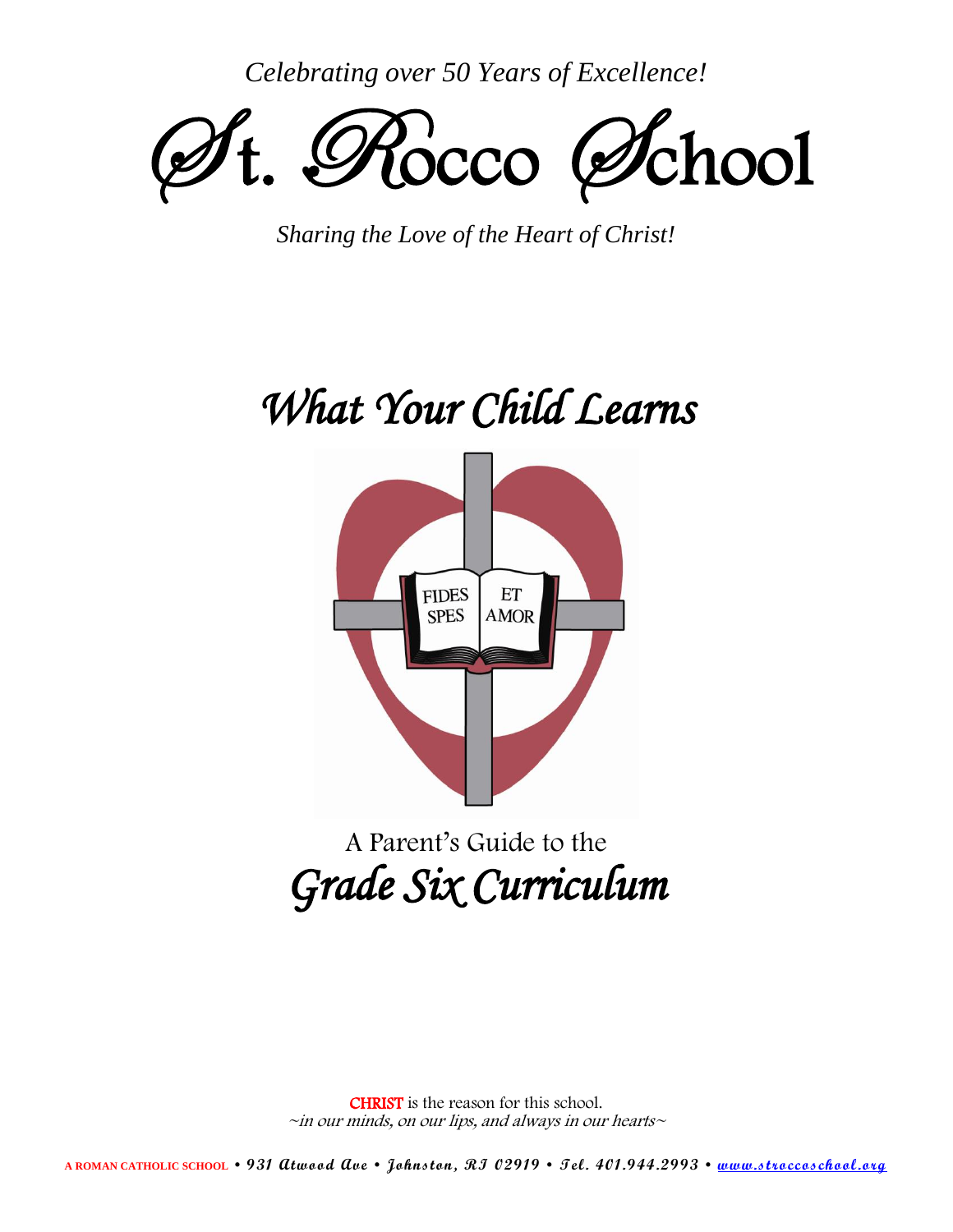*Celebrating over 50 Years of Excellence!*

# St. Rocco School

*Sharing the Love of the Heart of Christ!*

## *What Your Child Learns*

FIDES SPES ET AMOR

A Parent's Guide to the

## *Grade Six Curriculum*

**CHRIST** is the reason for this school.
*~in our minds, on our lips, and always in our hearts~*

**A ROMAN CATHOLIC SCHOOL** • 931 Atwood Ave • Johnston, RI 02919 • Tel. 401.944.2993 • www.stroccoschool.org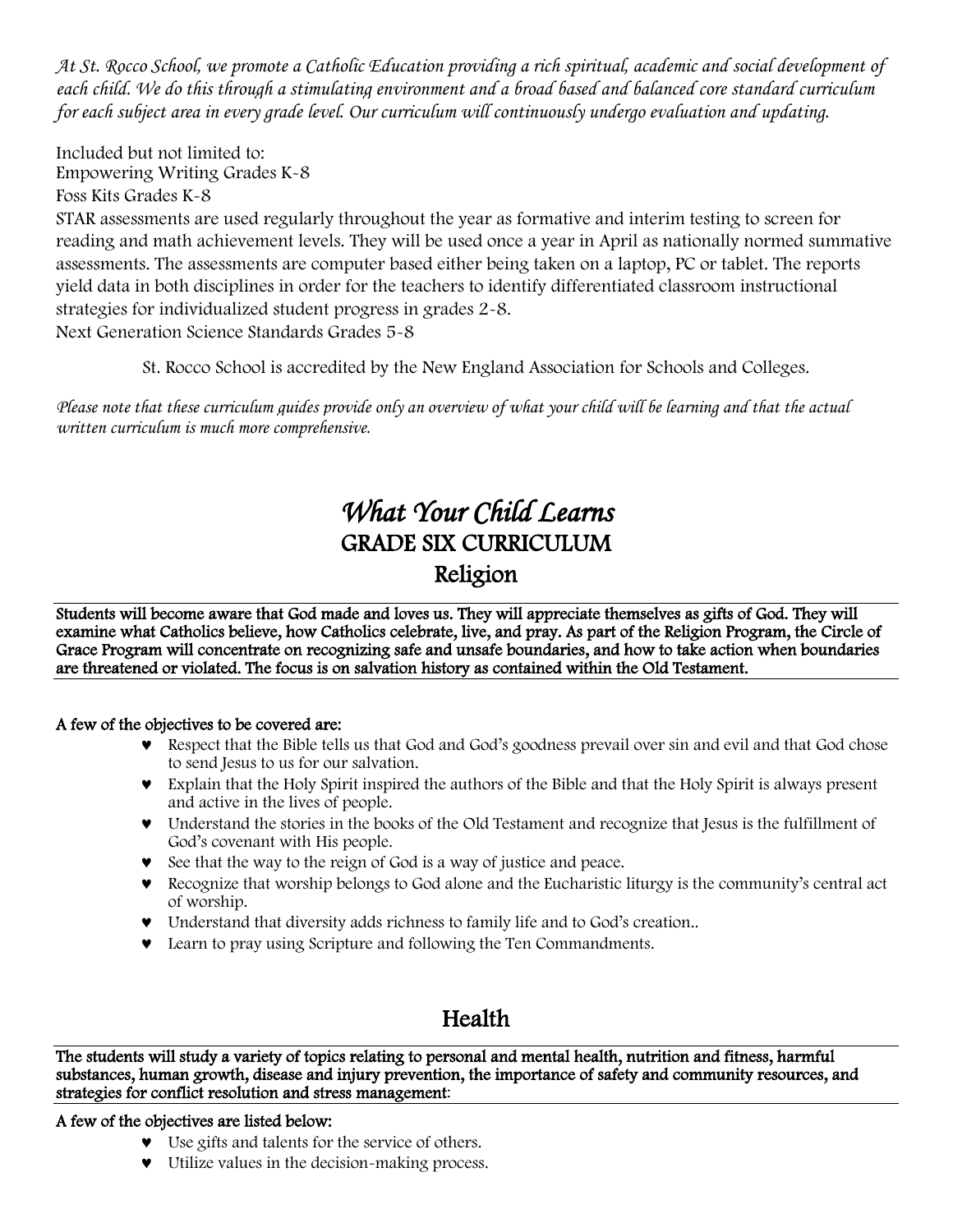*At St. Rocco School, we promote a Catholic Education providing a rich spiritual, academic and social development of each child. We do this through a stimulating environment and a broad based and balanced core standard curriculum for each subject area in every grade level. Our curriculum will continuously undergo evaluation and updating.*

Included but not limited to:
Empowering Writing Grades K-8
Foss Kits Grades K-8
STAR assessments are used regularly throughout the year as formative and interim testing to screen for reading and math achievement levels. They will be used once a year in April as nationally normed summative assessments. The assessments are computer based either being taken on a laptop, PC or tablet. The reports yield data in both disciplines in order for the teachers to identify differentiated classroom instructional strategies for individualized student progress in grades 2-8.
Next Generation Science Standards Grades 5-8

St. Rocco School is accredited by the New England Association for Schools and Colleges.

*Please note that these curriculum guides provide only an overview of what your child will be learning and that the actual written curriculum is much more comprehensive.*

# *What Your Child Learns*

## GRADE SIX CURRICULUM

## Religion

**Students will become aware that God made and loves us. They will appreciate themselves as gifts of God. They will examine what Catholics believe, how Catholics celebrate, live, and pray. As part of the Religion Program, the Circle of Grace Program will concentrate on recognizing safe and unsafe boundaries, and how to take action when boundaries are threatened or violated. The focus is on salvation history as contained within the Old Testament.**

**A few of the objectives to be covered are:**

- Respect that the Bible tells us that God and God's goodness prevail over sin and evil and that God chose to send Jesus to us for our salvation.
- Explain that the Holy Spirit inspired the authors of the Bible and that the Holy Spirit is always present and active in the lives of people.
- Understand the stories in the books of the Old Testament and recognize that Jesus is the fulfillment of God's covenant with His people.
- See that the way to the reign of God is a way of justice and peace.
- Recognize that worship belongs to God alone and the Eucharistic liturgy is the community's central act of worship.
- Understand that diversity adds richness to family life and to God's creation..
- Learn to pray using Scripture and following the Ten Commandments.

## Health

**The students will study a variety of topics relating to personal and mental health, nutrition and fitness, harmful substances, human growth, disease and injury prevention, the importance of safety and community resources, and strategies for conflict resolution and stress management**:

**A few of the objectives are listed below:**

- Use gifts and talents for the service of others.
- Utilize values in the decision-making process.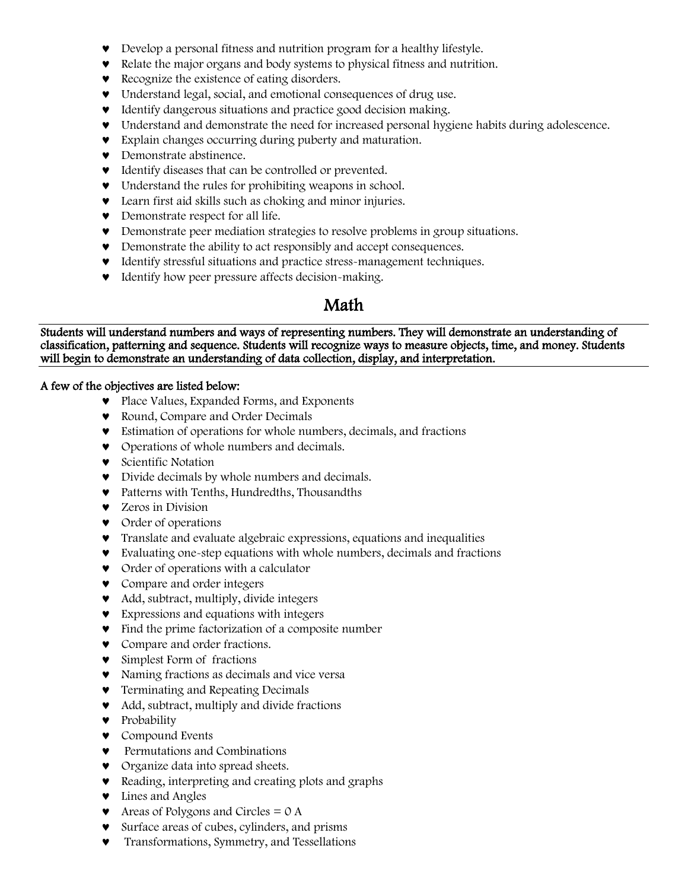- Develop a personal fitness and nutrition program for a healthy lifestyle.
- Relate the major organs and body systems to physical fitness and nutrition.
- Recognize the existence of eating disorders.
- Understand legal, social, and emotional consequences of drug use.
- Identify dangerous situations and practice good decision making.
- Understand and demonstrate the need for increased personal hygiene habits during adolescence.
- Explain changes occurring during puberty and maturation.
- Demonstrate abstinence.
- Identify diseases that can be controlled or prevented.
- Understand the rules for prohibiting weapons in school.
- Learn first aid skills such as choking and minor injuries.
- Demonstrate respect for all life.
- Demonstrate peer mediation strategies to resolve problems in group situations.
- Demonstrate the ability to act responsibly and accept consequences.
- Identify stressful situations and practice stress-management techniques.
- Identify how peer pressure affects decision-making.

## Math

**Students will understand numbers and ways of representing numbers. They will demonstrate an understanding of classification, patterning and sequence. Students will recognize ways to measure objects, time, and money. Students will begin to demonstrate an understanding of data collection, display, and interpretation.**

**A few of the objectives are listed below:**

- Place Values, Expanded Forms, and Exponents
- Round, Compare and Order Decimals
- Estimation of operations for whole numbers, decimals, and fractions
- Operations of whole numbers and decimals.
- Scientific Notation
- Divide decimals by whole numbers and decimals.
- Patterns with Tenths, Hundredths, Thousandths
- Zeros in Division
- Order of operations
- Translate and evaluate algebraic expressions, equations and inequalities
- Evaluating one-step equations with whole numbers, decimals and fractions
- Order of operations with a calculator
- Compare and order integers
- Add, subtract, multiply, divide integers
- Expressions and equations with integers
- Find the prime factorization of a composite number
- Compare and order fractions.
- Simplest Form of fractions
- Naming fractions as decimals and vice versa
- Terminating and Repeating Decimals
- Add, subtract, multiply and divide fractions
- Probability
- Compound Events
- Permutations and Combinations
- Organize data into spread sheets.
- Reading, interpreting and creating plots and graphs
- Lines and Angles
- Areas of Polygons and Circles = 0 A
- Surface areas of cubes, cylinders, and prisms
- Transformations, Symmetry, and Tessellations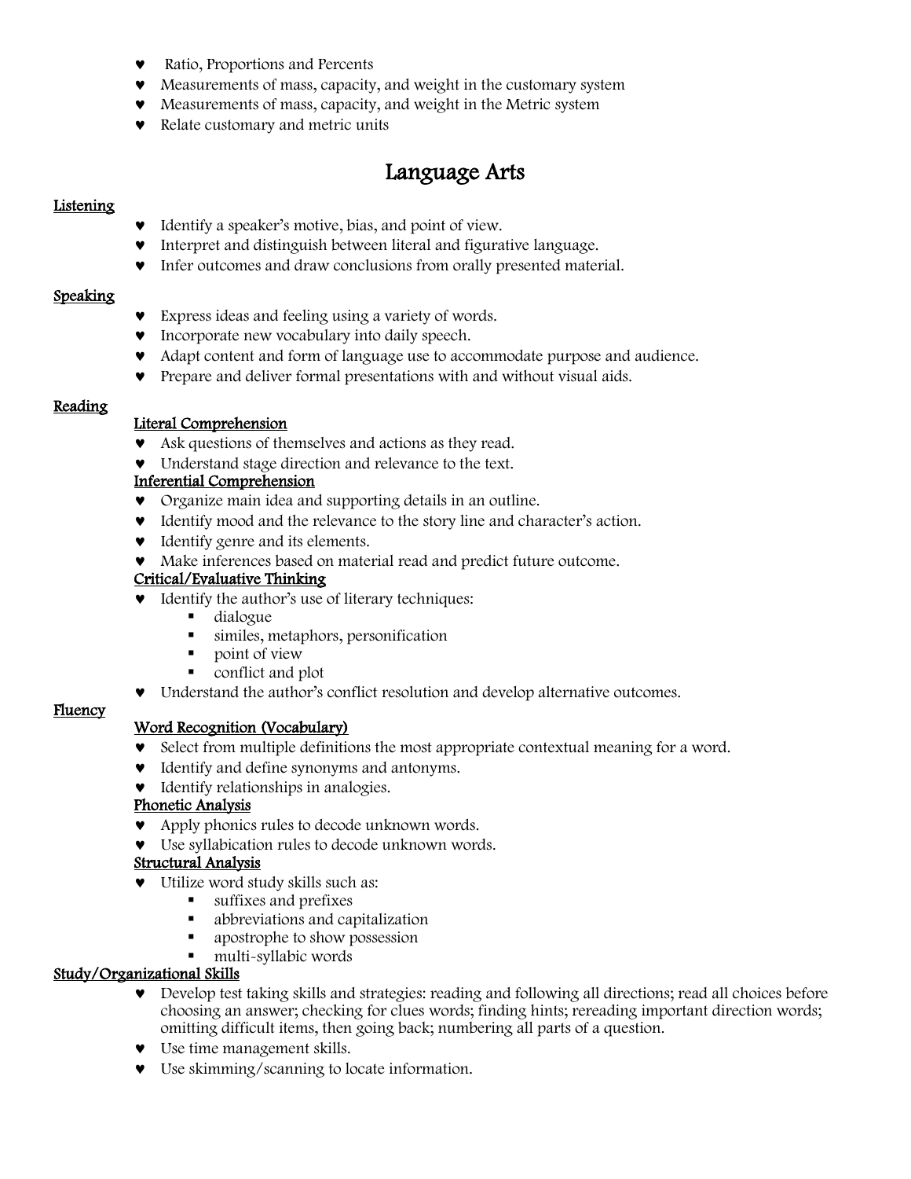- Ratio, Proportions and Percents
- Measurements of mass, capacity, and weight in the customary system
- Measurements of mass, capacity, and weight in the Metric system
- Relate customary and metric units

# Language Arts

## Listening

- Identify a speaker's motive, bias, and point of view.
- Interpret and distinguish between literal and figurative language.
- Infer outcomes and draw conclusions from orally presented material.

## Speaking

- Express ideas and feeling using a variety of words.
- Incorporate new vocabulary into daily speech.
- Adapt content and form of language use to accommodate purpose and audience.
- Prepare and deliver formal presentations with and without visual aids.

## Reading

### Literal Comprehension

- Ask questions of themselves and actions as they read.
- Understand stage direction and relevance to the text.

### Inferential Comprehension

- Organize main idea and supporting details in an outline.
- Identify mood and the relevance to the story line and character's action.
- Identify genre and its elements.
- Make inferences based on material read and predict future outcome.

### Critical/Evaluative Thinking

- Identify the author's use of literary techniques:
  - dialogue
  - similes, metaphors, personification
  - point of view
  - conflict and plot
- Understand the author's conflict resolution and develop alternative outcomes.

## Fluency

### Word Recognition (Vocabulary)

- Select from multiple definitions the most appropriate contextual meaning for a word.
- Identify and define synonyms and antonyms.
- Identify relationships in analogies.

### Phonetic Analysis

- Apply phonics rules to decode unknown words.
- Use syllabication rules to decode unknown words.

### Structural Analysis

- Utilize word study skills such as:
  - suffixes and prefixes
  - abbreviations and capitalization
  - apostrophe to show possession
  - multi-syllabic words

## Study/Organizational Skills

- Develop test taking skills and strategies: reading and following all directions; read all choices before choosing an answer; checking for clues words; finding hints; rereading important direction words; omitting difficult items, then going back; numbering all parts of a question.
- Use time management skills.
- Use skimming/scanning to locate information.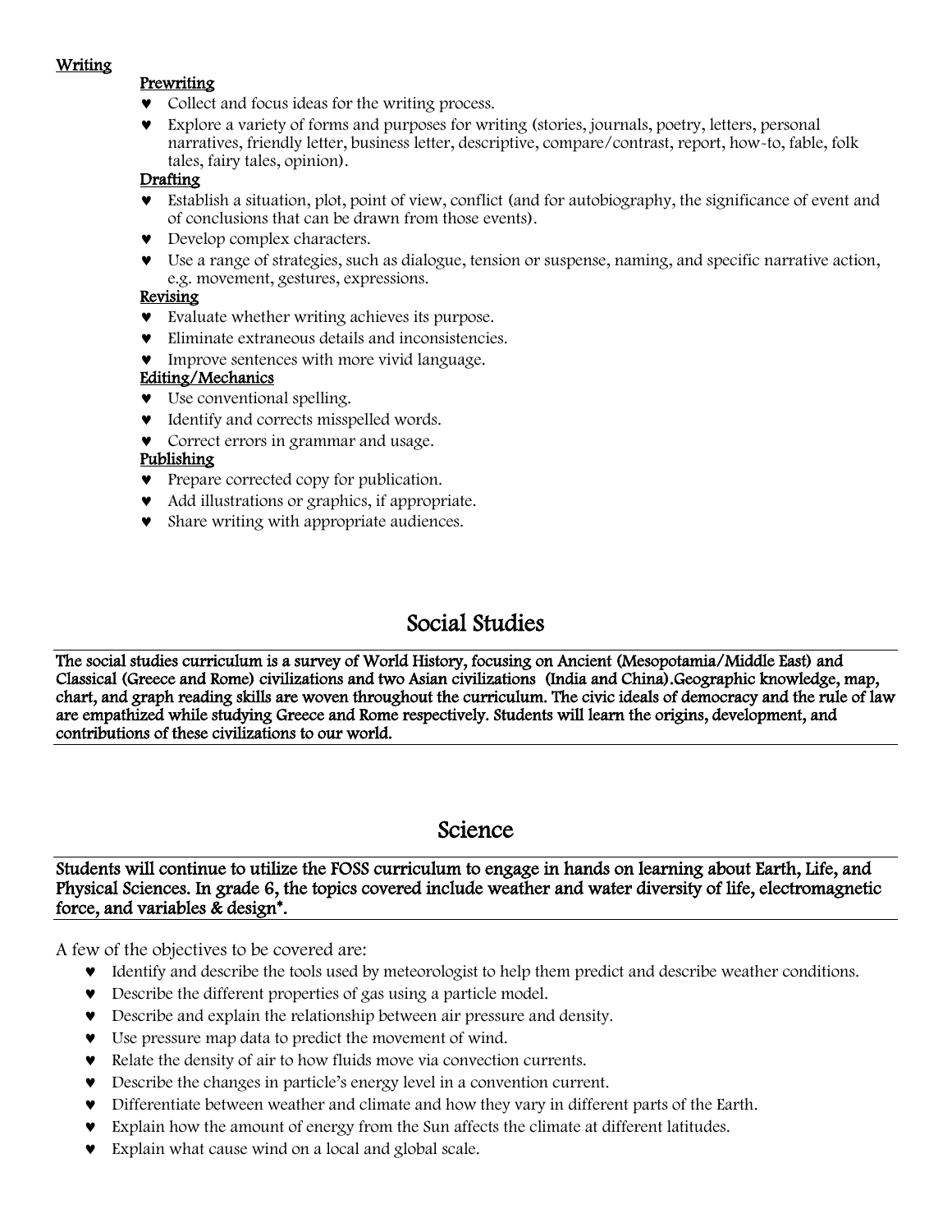**Writing**

**Prewriting**

- Collect and focus ideas for the writing process.
- Explore a variety of forms and purposes for writing (stories, journals, poetry, letters, personal narratives, friendly letter, business letter, descriptive, compare/contrast, report, how-to, fable, folk tales, fairy tales, opinion).

**Drafting**

- Establish a situation, plot, point of view, conflict (and for autobiography, the significance of event and of conclusions that can be drawn from those events).
- Develop complex characters.
- Use a range of strategies, such as dialogue, tension or suspense, naming, and specific narrative action, e.g. movement, gestures, expressions.

**Revising**

- Evaluate whether writing achieves its purpose.
- Eliminate extraneous details and inconsistencies.
- Improve sentences with more vivid language.

**Editing/Mechanics**

- Use conventional spelling.
- Identify and corrects misspelled words.
- Correct errors in grammar and usage.

**Publishing**

- Prepare corrected copy for publication.
- Add illustrations or graphics, if appropriate.
- Share writing with appropriate audiences.

# Social Studies

**The social studies curriculum is a survey of World History, focusing on Ancient (Mesopotamia/Middle East) and Classical (Greece and Rome) civilizations and two Asian civilizations (India and China).Geographic knowledge, map, chart, and graph reading skills are woven throughout the curriculum. The civic ideals of democracy and the rule of law are empathized while studying Greece and Rome respectively. Students will learn the origins, development, and contributions of these civilizations to our world.**

# Science

**Students will continue to utilize the FOSS curriculum to engage in hands on learning about Earth, Life, and Physical Sciences. In grade 6, the topics covered include weather and water diversity of life, electromagnetic force, and variables & design*.**

A few of the objectives to be covered are:

- Identify and describe the tools used by meteorologist to help them predict and describe weather conditions.
- Describe the different properties of gas using a particle model.
- Describe and explain the relationship between air pressure and density.
- Use pressure map data to predict the movement of wind.
- Relate the density of air to how fluids move via convection currents.
- Describe the changes in particle's energy level in a convention current.
- Differentiate between weather and climate and how they vary in different parts of the Earth.
- Explain how the amount of energy from the Sun affects the climate at different latitudes.
- Explain what cause wind on a local and global scale.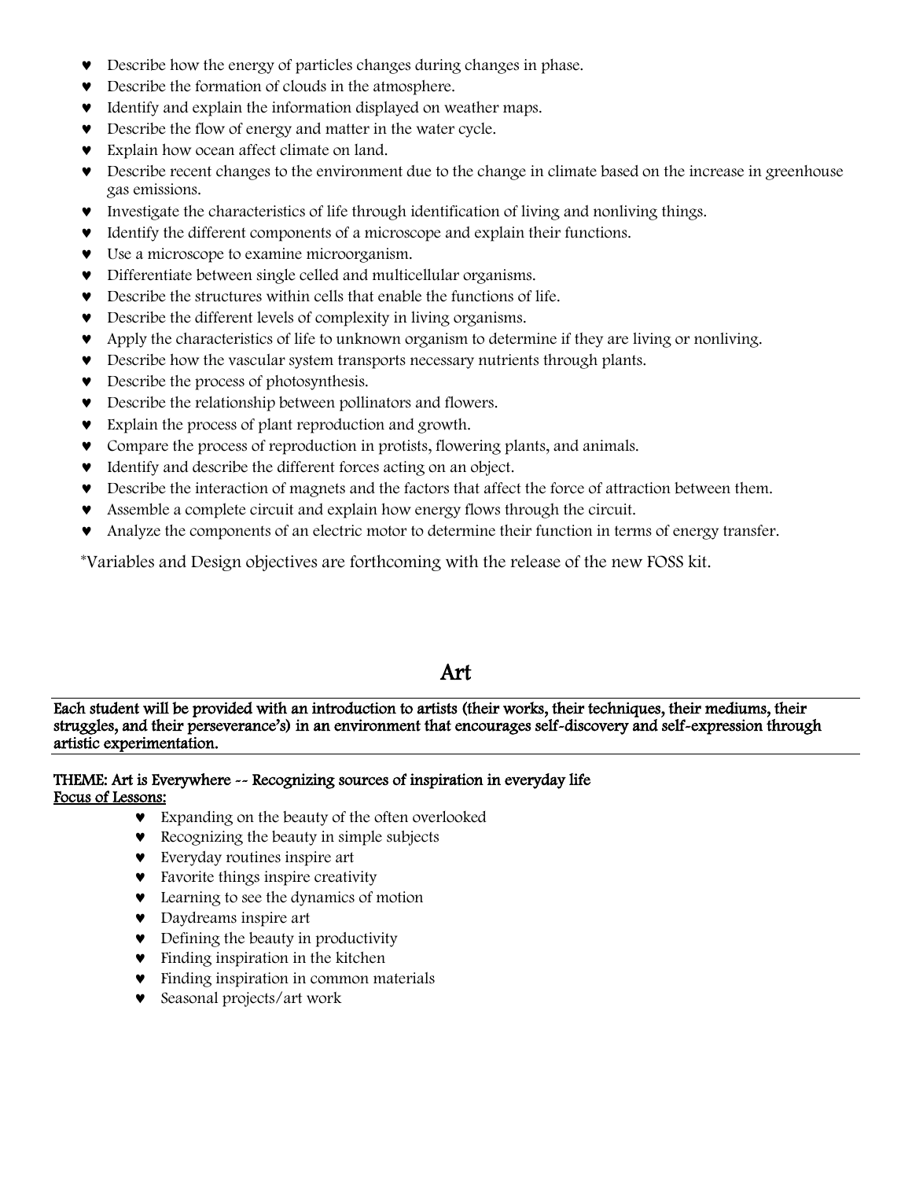- Describe how the energy of particles changes during changes in phase.
- Describe the formation of clouds in the atmosphere.
- Identify and explain the information displayed on weather maps.
- Describe the flow of energy and matter in the water cycle.
- Explain how ocean affect climate on land.
- Describe recent changes to the environment due to the change in climate based on the increase in greenhouse gas emissions.
- Investigate the characteristics of life through identification of living and nonliving things.
- Identify the different components of a microscope and explain their functions.
- Use a microscope to examine microorganism.
- Differentiate between single celled and multicellular organisms.
- Describe the structures within cells that enable the functions of life.
- Describe the different levels of complexity in living organisms.
- Apply the characteristics of life to unknown organism to determine if they are living or nonliving.
- Describe how the vascular system transports necessary nutrients through plants.
- Describe the process of photosynthesis.
- Describe the relationship between pollinators and flowers.
- Explain the process of plant reproduction and growth.
- Compare the process of reproduction in protists, flowering plants, and animals.
- Identify and describe the different forces acting on an object.
- Describe the interaction of magnets and the factors that affect the force of attraction between them.
- Assemble a complete circuit and explain how energy flows through the circuit.
- Analyze the components of an electric motor to determine their function in terms of energy transfer.

*Variables and Design objectives are forthcoming with the release of the new FOSS kit.

# Art

**Each student will be provided with an introduction to artists (their works, their techniques, their mediums, their struggles, and their perseverance's) in an environment that encourages self-discovery and self-expression through artistic experimentation.**

**THEME: Art is Everywhere -- Recognizing sources of inspiration in everyday life**

**Focus of Lessons:**

- Expanding on the beauty of the often overlooked
- Recognizing the beauty in simple subjects
- Everyday routines inspire art
- Favorite things inspire creativity
- Learning to see the dynamics of motion
- Daydreams inspire art
- Defining the beauty in productivity
- Finding inspiration in the kitchen
- Finding inspiration in common materials
- Seasonal projects/art work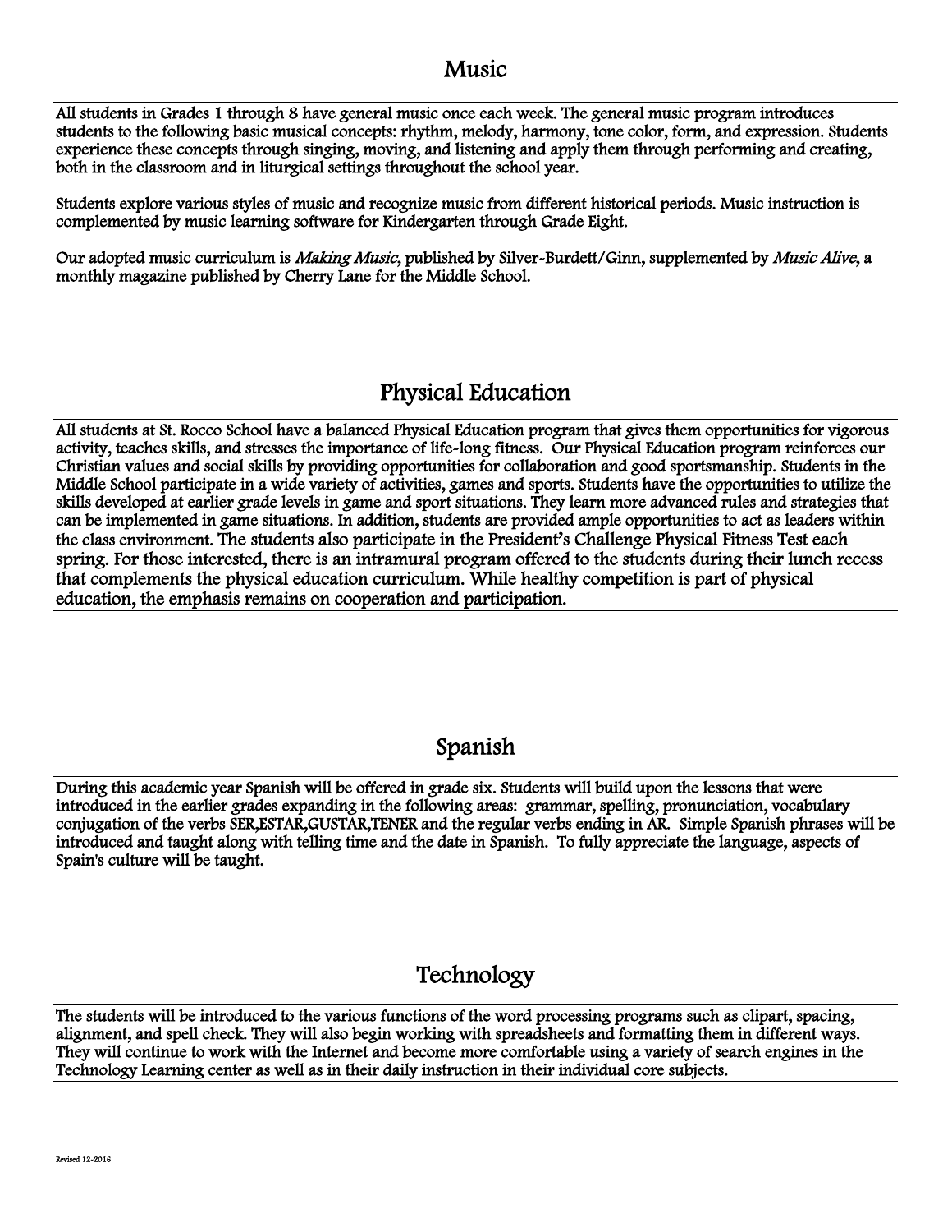# Music

All students in Grades 1 through 8 have general music once each week. The general music program introduces students to the following basic musical concepts: rhythm, melody, harmony, tone color, form, and expression. Students experience these concepts through singing, moving, and listening and apply them through performing and creating, both in the classroom and in liturgical settings throughout the school year.

Students explore various styles of music and recognize music from different historical periods. Music instruction is complemented by music learning software for Kindergarten through Grade Eight.

Our adopted music curriculum is *Making Music*, published by Silver-Burdett/Ginn, supplemented by *Music Alive*, a monthly magazine published by Cherry Lane for the Middle School.

# Physical Education

All students at St. Rocco School have a balanced Physical Education program that gives them opportunities for vigorous activity, teaches skills, and stresses the importance of life-long fitness. Our Physical Education program reinforces our Christian values and social skills by providing opportunities for collaboration and good sportsmanship. Students in the Middle School participate in a wide variety of activities, games and sports. Students have the opportunities to utilize the skills developed at earlier grade levels in game and sport situations. They learn more advanced rules and strategies that can be implemented in game situations. In addition, students are provided ample opportunities to act as leaders within the class environment. The students also participate in the President's Challenge Physical Fitness Test each spring. For those interested, there is an intramural program offered to the students during their lunch recess that complements the physical education curriculum. While healthy competition is part of physical education, the emphasis remains on cooperation and participation.

# Spanish

During this academic year Spanish will be offered in grade six. Students will build upon the lessons that were introduced in the earlier grades expanding in the following areas: grammar, spelling, pronunciation, vocabulary conjugation of the verbs SER,ESTAR,GUSTAR,TENER and the regular verbs ending in AR. Simple Spanish phrases will be introduced and taught along with telling time and the date in Spanish. To fully appreciate the language, aspects of Spain's culture will be taught.

# Technology

The students will be introduced to the various functions of the word processing programs such as clipart, spacing, alignment, and spell check. They will also begin working with spreadsheets and formatting them in different ways. They will continue to work with the Internet and become more comfortable using a variety of search engines in the Technology Learning center as well as in their daily instruction in their individual core subjects.

Revised 12-2016